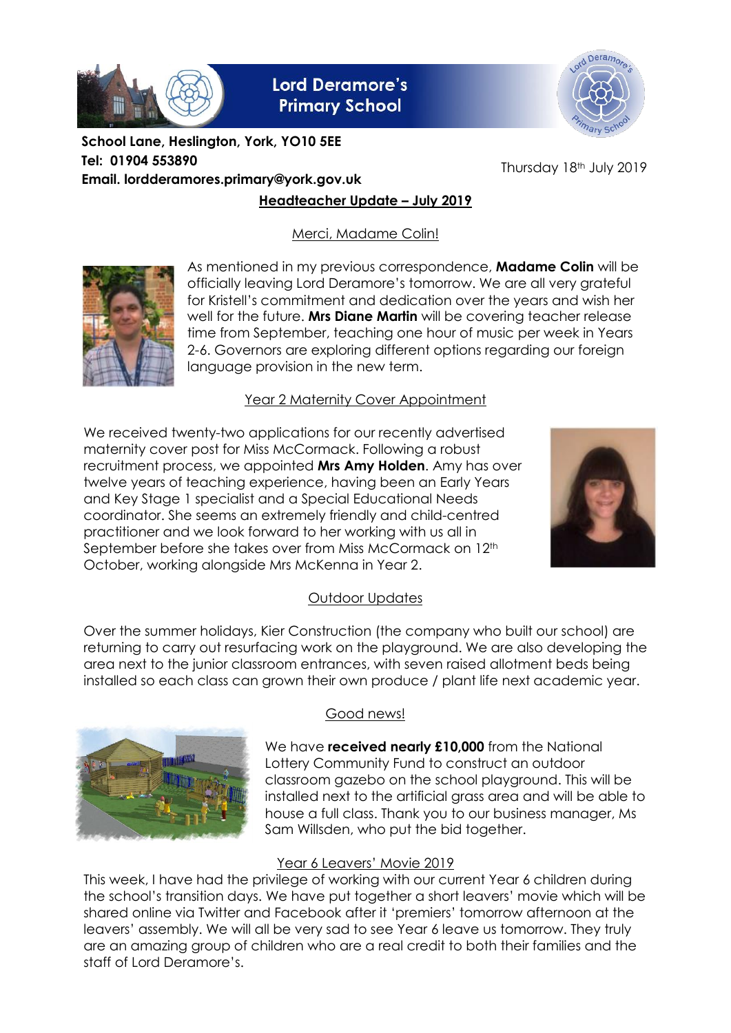# Lord Deramore's Primary School

**School Lane, Heslington, York, YO10 5EE**
**Tel: 01904 553890**
**Email. lordderamores.primary@york.gov.uk**

Thursday 18th July 2019

## Headteacher Update – July 2019

### Merci, Madame Colin!

As mentioned in my previous correspondence, **Madame Colin** will be officially leaving Lord Deramore's tomorrow. We are all very grateful for Kristell's commitment and dedication over the years and wish her well for the future. **Mrs Diane Martin** will be covering teacher release time from September, teaching one hour of music per week in Years 2-6. Governors are exploring different options regarding our foreign language provision in the new term.

### Year 2 Maternity Cover Appointment

We received twenty-two applications for our recently advertised maternity cover post for Miss McCormack. Following a robust recruitment process, we appointed **Mrs Amy Holden**. Amy has over twelve years of teaching experience, having been an Early Years and Key Stage 1 specialist and a Special Educational Needs coordinator. She seems an extremely friendly and child-centred practitioner and we look forward to her working with us all in September before she takes over from Miss McCormack on 12th October, working alongside Mrs McKenna in Year 2.

### Outdoor Updates

Over the summer holidays, Kier Construction (the company who built our school) are returning to carry out resurfacing work on the playground. We are also developing the area next to the junior classroom entrances, with seven raised allotment beds being installed so each class can grown their own produce / plant life next academic year.

### Good news!

We have **received nearly £10,000** from the National Lottery Community Fund to construct an outdoor classroom gazebo on the school playground. This will be installed next to the artificial grass area and will be able to house a full class. Thank you to our business manager, Ms Sam Willsden, who put the bid together.

### Year 6 Leavers' Movie 2019

This week, I have had the privilege of working with our current Year 6 children during the school's transition days. We have put together a short leavers' movie which will be shared online via Twitter and Facebook after it 'premiers' tomorrow afternoon at the leavers' assembly. We will all be very sad to see Year 6 leave us tomorrow. They truly are an amazing group of children who are a real credit to both their families and the staff of Lord Deramore's.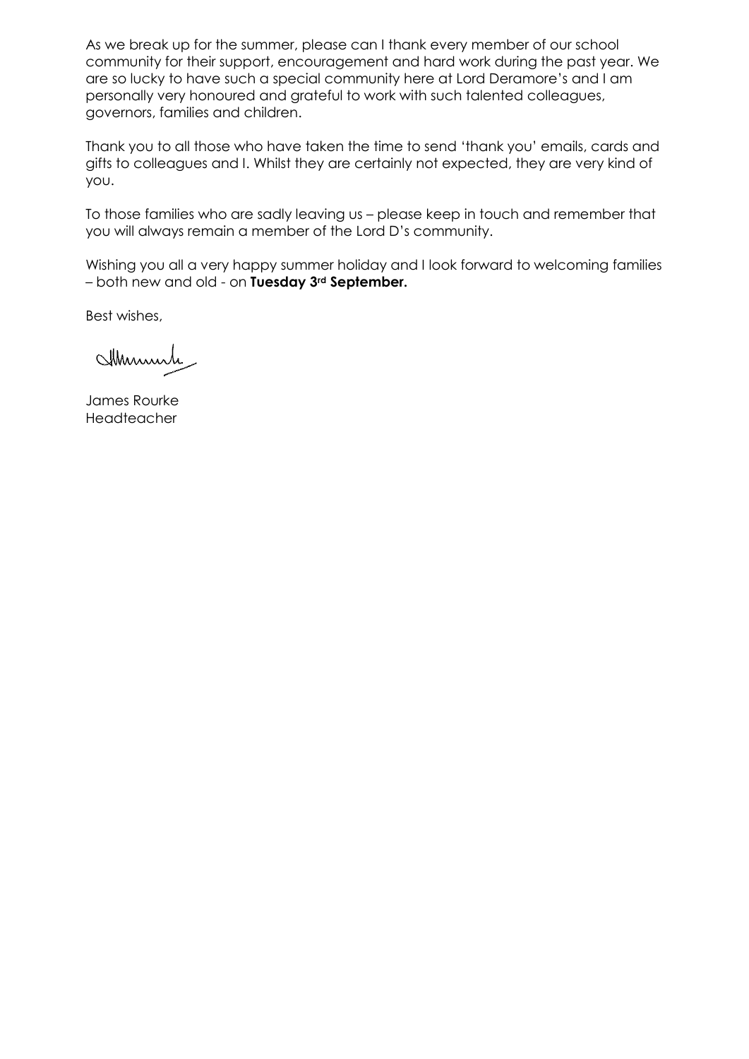As we break up for the summer, please can I thank every member of our school community for their support, encouragement and hard work during the past year. We are so lucky to have such a special community here at Lord Deramore's and I am personally very honoured and grateful to work with such talented colleagues, governors, families and children.

Thank you to all those who have taken the time to send 'thank you' emails, cards and gifts to colleagues and I. Whilst they are certainly not expected, they are very kind of you.

To those families who are sadly leaving us – please keep in touch and remember that you will always remain a member of the Lord D's community.

Wishing you all a very happy summer holiday and I look forward to welcoming families – both new and old - on **Tuesday 3rd September.**

Best wishes,

James Rourke
Headteacher